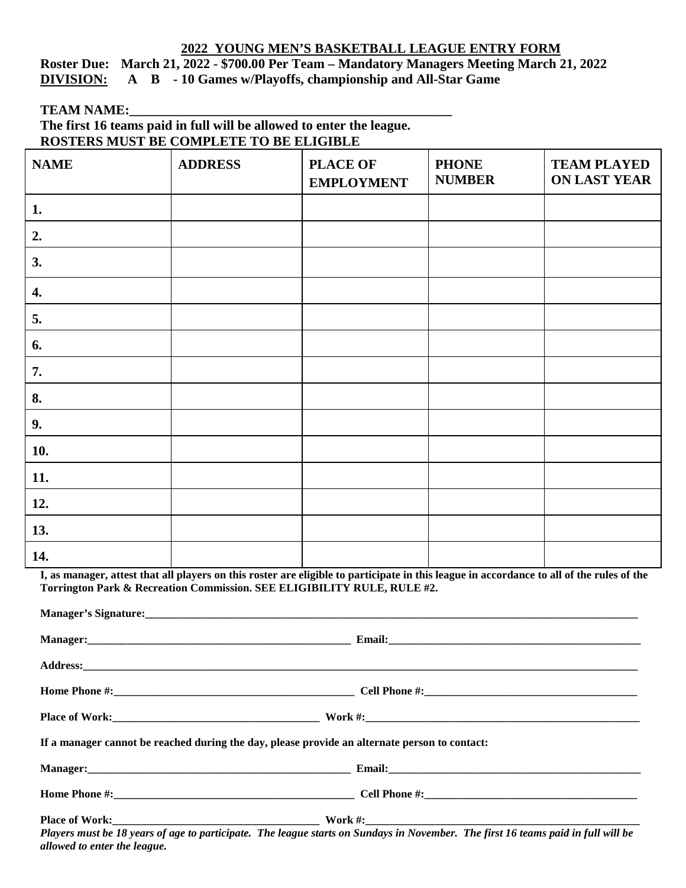# 2022 YOUNG MEN'S BASKETBALL LEAGUE ENTRY FORM

**Roster Due: March 21, 2022 - $700.00 Per Team – Mandatory Managers Meeting March 21, 2022**

**DIVISION: A B - 10 Games w/Playoffs, championship and All-Star Game**

**TEAM NAME:_______________________________________________**

**The first 16 teams paid in full will be allowed to enter the league.**

**ROSTERS MUST BE COMPLETE TO BE ELIGIBLE**

| NAME | ADDRESS | PLACE OF EMPLOYMENT | PHONE NUMBER | TEAM PLAYED ON LAST YEAR |
|---|---|---|---|---|
| 1. | | | | |
| 2. | | | | |
| 3. | | | | |
| 4. | | | | |
| 5. | | | | |
| 6. | | | | |
| 7. | | | | |
| 8. | | | | |
| 9. | | | | |
| 10. | | | | |
| 11. | | | | |
| 12. | | | | |
| 13. | | | | |
| 14. | | | | |

**I, as manager, attest that all players on this roster are eligible to participate in this league in accordance to all of the rules of the Torrington Park & Recreation Commission. SEE ELIGIBILITY RULE, RULE #2.**

**Manager's Signature:_______________________________________________**

**Manager:_______________________________ Email:_______________________________**

**Address:_______________________________________________**

**Home Phone #:_______________________________ Cell Phone #:_______________________________**

**Place of Work:_______________________________ Work #:_______________________________**

**If a manager cannot be reached during the day, please provide an alternate person to contact:**

**Manager:_______________________________ Email:_______________________________**

**Home Phone #:_______________________________ Cell Phone #:_______________________________**

**Place of Work:_______________________________ Work #:_______________________________**

***Players must be 18 years of age to participate. The league starts on Sundays in November. The first 16 teams paid in full will be allowed to enter the league.***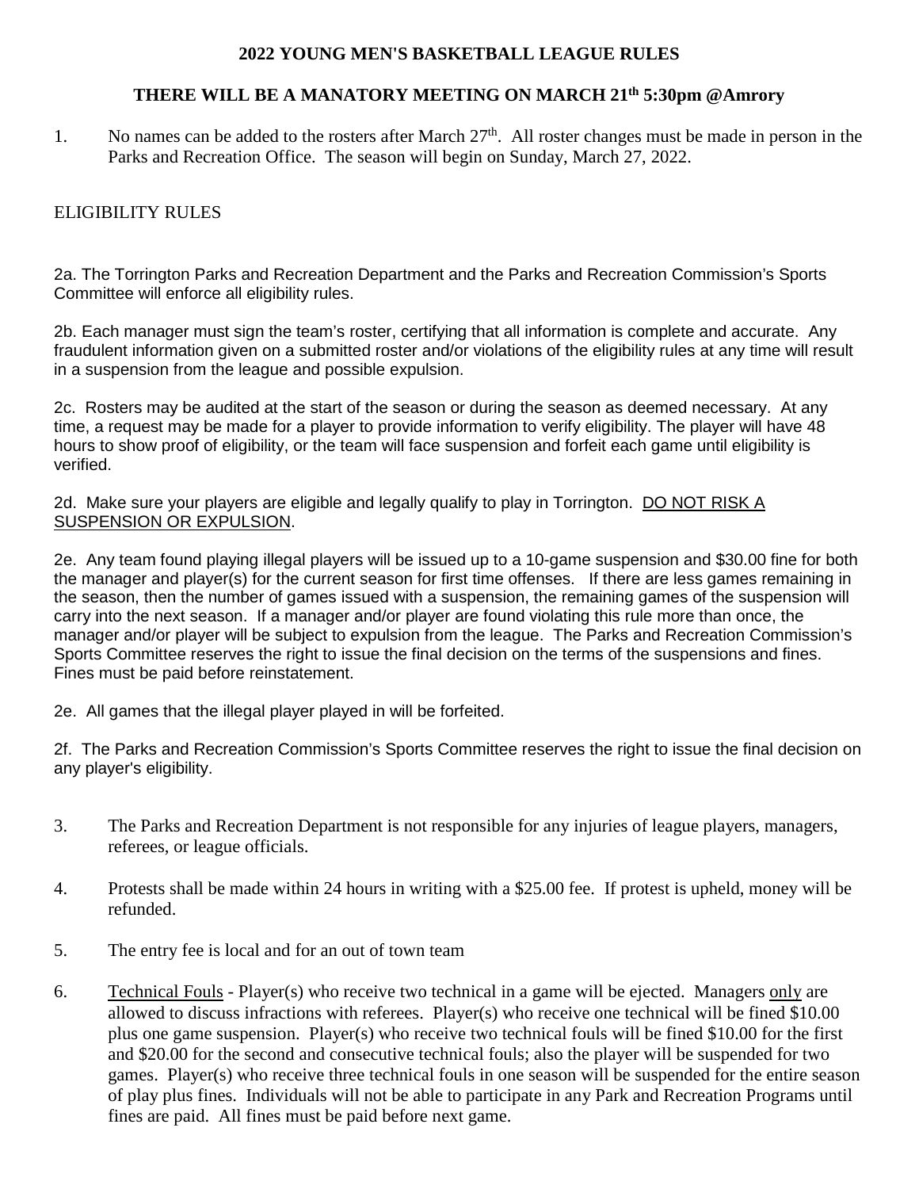# 2022 YOUNG MEN'S BASKETBALL LEAGUE RULES

## THERE WILL BE A MANATORY MEETING ON MARCH 21th 5:30pm @Amrory

1. No names can be added to the rosters after March 27th. All roster changes must be made in person in the Parks and Recreation Office. The season will begin on Sunday, March 27, 2022.

ELIGIBILITY RULES

2a. The Torrington Parks and Recreation Department and the Parks and Recreation Commission's Sports Committee will enforce all eligibility rules.

2b. Each manager must sign the team's roster, certifying that all information is complete and accurate. Any fraudulent information given on a submitted roster and/or violations of the eligibility rules at any time will result in a suspension from the league and possible expulsion.

2c. Rosters may be audited at the start of the season or during the season as deemed necessary. At any time, a request may be made for a player to provide information to verify eligibility. The player will have 48 hours to show proof of eligibility, or the team will face suspension and forfeit each game until eligibility is verified.

2d. Make sure your players are eligible and legally qualify to play in Torrington. <u>DO NOT RISK A SUSPENSION OR EXPULSION</u>.

2e. Any team found playing illegal players will be issued up to a 10-game suspension and $30.00 fine for both the manager and player(s) for the current season for first time offenses. If there are less games remaining in the season, then the number of games issued with a suspension, the remaining games of the suspension will carry into the next season. If a manager and/or player are found violating this rule more than once, the manager and/or player will be subject to expulsion from the league. The Parks and Recreation Commission's Sports Committee reserves the right to issue the final decision on the terms of the suspensions and fines. Fines must be paid before reinstatement.

2e. All games that the illegal player played in will be forfeited.

2f. The Parks and Recreation Commission's Sports Committee reserves the right to issue the final decision on any player's eligibility.

3. The Parks and Recreation Department is not responsible for any injuries of league players, managers, referees, or league officials.

4. Protests shall be made within 24 hours in writing with a $25.00 fee. If protest is upheld, money will be refunded.

5. The entry fee is local and for an out of town team

6. <u>Technical Fouls</u> - Player(s) who receive two technical in a game will be ejected. Managers <u>only</u> are allowed to discuss infractions with referees. Player(s) who receive one technical will be fined $10.00 plus one game suspension. Player(s) who receive two technical fouls will be fined $10.00 for the first and $20.00 for the second and consecutive technical fouls; also the player will be suspended for two games. Player(s) who receive three technical fouls in one season will be suspended for the entire season of play plus fines. Individuals will not be able to participate in any Park and Recreation Programs until fines are paid. All fines must be paid before next game.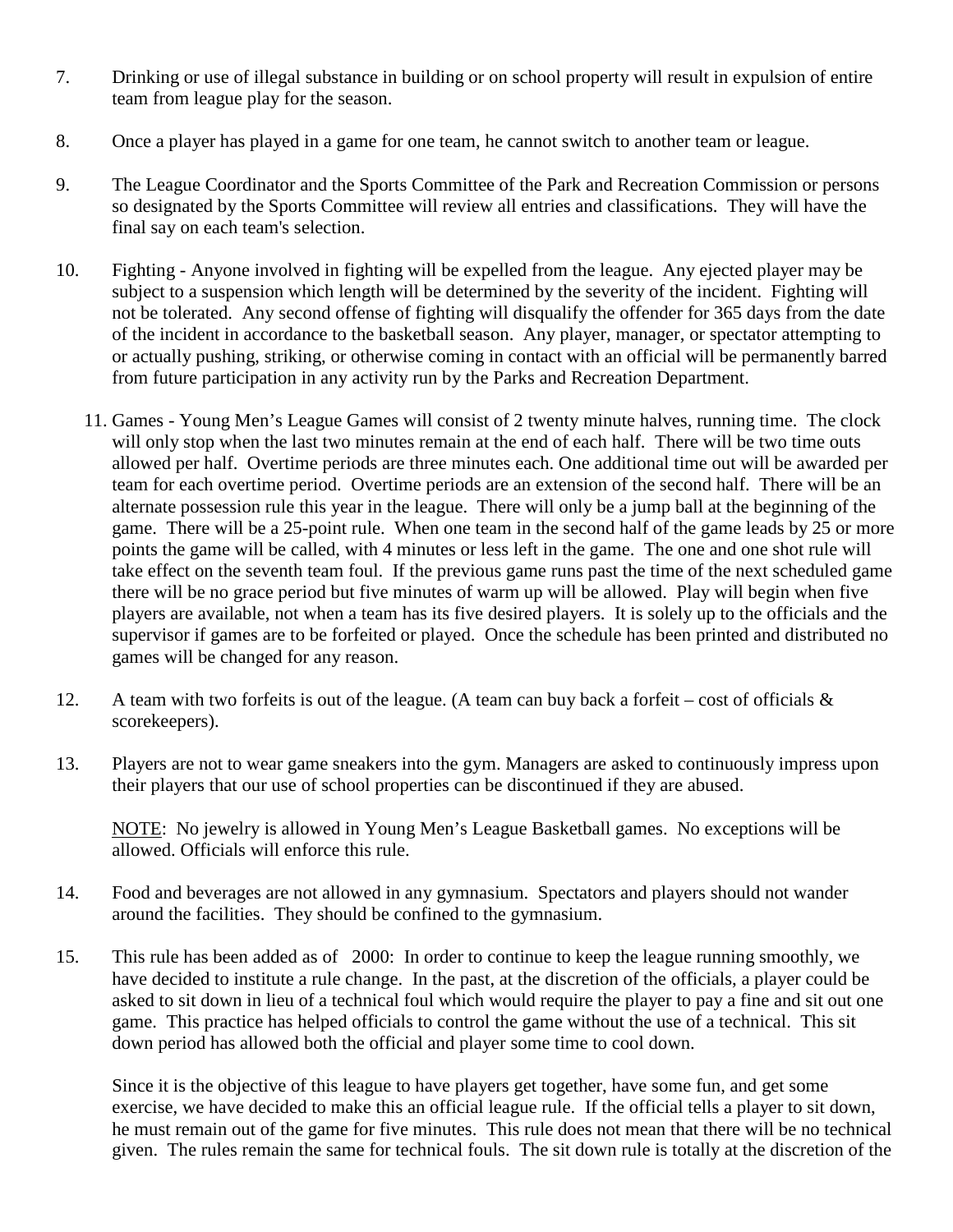7. Drinking or use of illegal substance in building or on school property will result in expulsion of entire team from league play for the season.

8. Once a player has played in a game for one team, he cannot switch to another team or league.

9. The League Coordinator and the Sports Committee of the Park and Recreation Commission or persons so designated by the Sports Committee will review all entries and classifications. They will have the final say on each team's selection.

10. Fighting - Anyone involved in fighting will be expelled from the league. Any ejected player may be subject to a suspension which length will be determined by the severity of the incident. Fighting will not be tolerated. Any second offense of fighting will disqualify the offender for 365 days from the date of the incident in accordance to the basketball season. Any player, manager, or spectator attempting to or actually pushing, striking, or otherwise coming in contact with an official will be permanently barred from future participation in any activity run by the Parks and Recreation Department.

11. Games - Young Men's League Games will consist of 2 twenty minute halves, running time. The clock will only stop when the last two minutes remain at the end of each half. There will be two time outs allowed per half. Overtime periods are three minutes each. One additional time out will be awarded per team for each overtime period. Overtime periods are an extension of the second half. There will be an alternate possession rule this year in the league. There will only be a jump ball at the beginning of the game. There will be a 25-point rule. When one team in the second half of the game leads by 25 or more points the game will be called, with 4 minutes or less left in the game. The one and one shot rule will take effect on the seventh team foul. If the previous game runs past the time of the next scheduled game there will be no grace period but five minutes of warm up will be allowed. Play will begin when five players are available, not when a team has its five desired players. It is solely up to the officials and the supervisor if games are to be forfeited or played. Once the schedule has been printed and distributed no games will be changed for any reason.

12. A team with two forfeits is out of the league. (A team can buy back a forfeit – cost of officials & scorekeepers).

13. Players are not to wear game sneakers into the gym. Managers are asked to continuously impress upon their players that our use of school properties can be discontinued if they are abused.

    <u>NOTE</u>: No jewelry is allowed in Young Men's League Basketball games. No exceptions will be allowed. Officials will enforce this rule.

14. Food and beverages are not allowed in any gymnasium. Spectators and players should not wander around the facilities. They should be confined to the gymnasium.

15. This rule has been added as of 2000: In order to continue to keep the league running smoothly, we have decided to institute a rule change. In the past, at the discretion of the officials, a player could be asked to sit down in lieu of a technical foul which would require the player to pay a fine and sit out one game. This practice has helped officials to control the game without the use of a technical. This sit down period has allowed both the official and player some time to cool down.

    Since it is the objective of this league to have players get together, have some fun, and get some exercise, we have decided to make this an official league rule. If the official tells a player to sit down, he must remain out of the game for five minutes. This rule does not mean that there will be no technical given. The rules remain the same for technical fouls. The sit down rule is totally at the discretion of the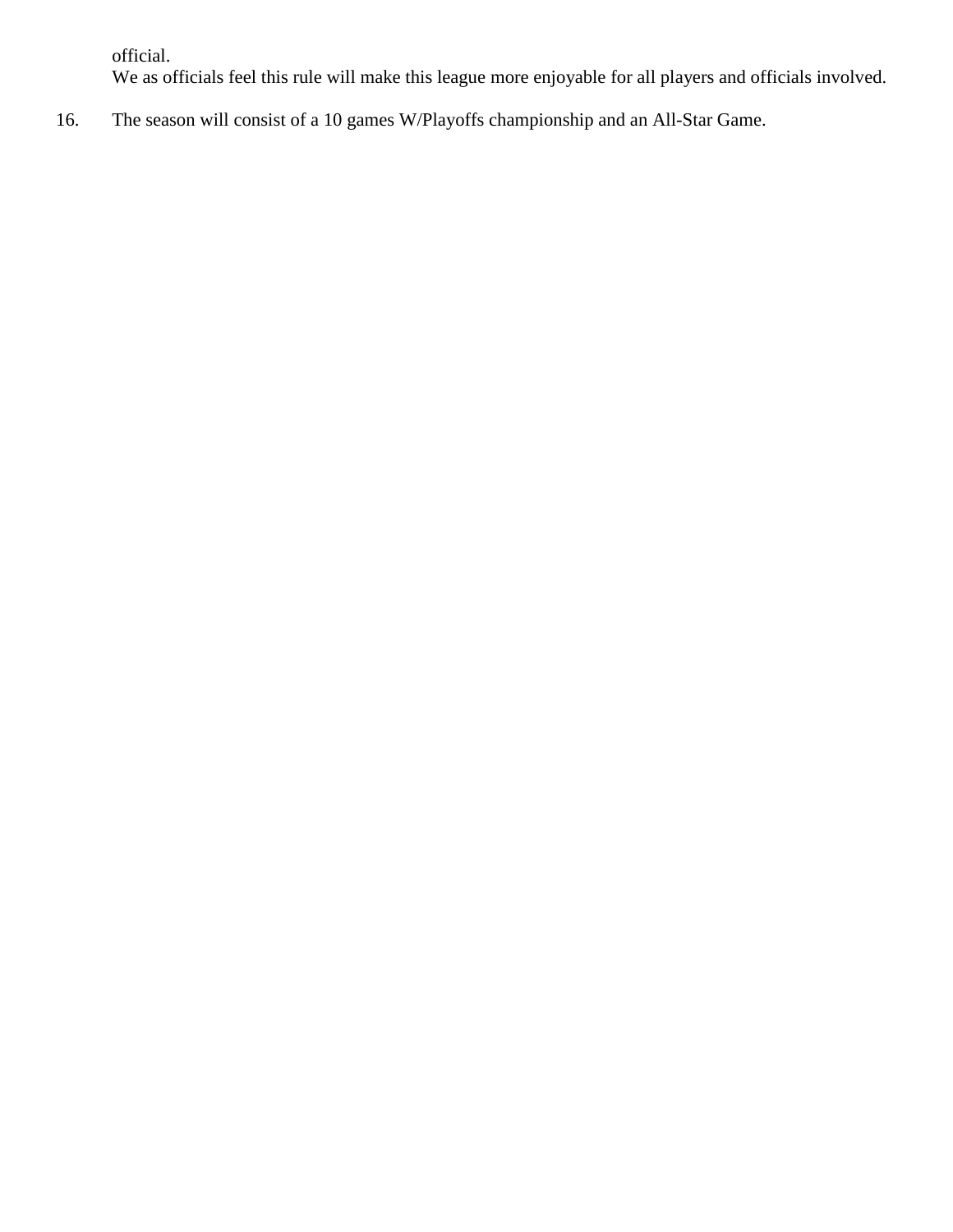official.
We as officials feel this rule will make this league more enjoyable for all players and officials involved.

16. The season will consist of a 10 games W/Playoffs championship and an All-Star Game.